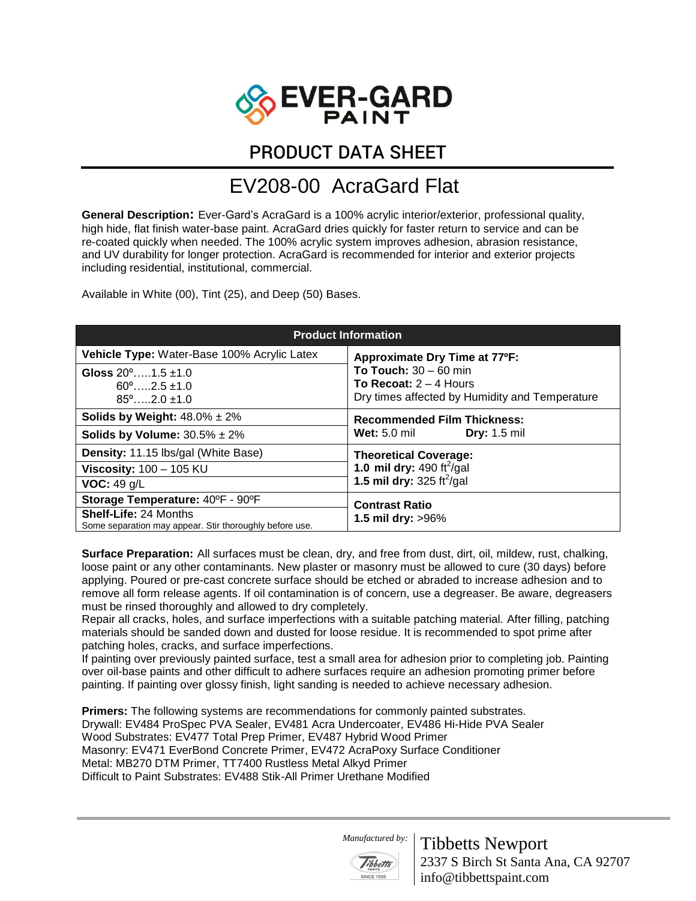# EVER-GARD PAINT

## PRODUCT DATA SHEET

# EV208-00 AcraGard Flat

**General Description:** Ever-Gard's AcraGard is a 100% acrylic interior/exterior, professional quality, high hide, flat finish water-base paint. AcraGard dries quickly for faster return to service and can be re-coated quickly when needed. The 100% acrylic system improves adhesion, abrasion resistance, and UV durability for longer protection. AcraGard is recommended for interior and exterior projects including residential, institutional, commercial.

Available in White (00), Tint (25), and Deep (50) Bases.

| Product Information | |
|---|---|
| **Vehicle Type:** Water-Base 100% Acrylic Latex | **Approximate Dry Time at 77ºF:**<br>**To Touch:** 30 – 60 min<br>**To Recoat:** 2 – 4 Hours<br>Dry times affected by Humidity and Temperature |
| **Gloss** 20º…..1.5 ±1.0<br>60º…..2.5 ±1.0<br>85º…..2.0 ±1.0 | |
| **Solids by Weight:** 48.0% ± 2% | **Recommended Film Thickness:**<br>**Wet:** 5.0 mil **Dry:** 1.5 mil |
| **Solids by Volume:** 30.5% ± 2% | |
| **Density:** 11.15 lbs/gal (White Base) | **Theoretical Coverage:**<br>**1.0 mil dry:** 490 ft$^2$/gal<br>**1.5 mil dry:** 325 ft$^2$/gal |
| **Viscosity:** 100 – 105 KU | |
| **VOC:** 49 g/L | |
| **Storage Temperature:** 40ºF - 90ºF | **Contrast Ratio**<br>**1.5 mil dry:** >96% |
| **Shelf-Life:** 24 Months<br>Some separation may appear. Stir thoroughly before use. | |

**Surface Preparation:** All surfaces must be clean, dry, and free from dust, dirt, oil, mildew, rust, chalking, loose paint or any other contaminants. New plaster or masonry must be allowed to cure (30 days) before applying. Poured or pre-cast concrete surface should be etched or abraded to increase adhesion and to remove all form release agents. If oil contamination is of concern, use a degreaser. Be aware, degreasers must be rinsed thoroughly and allowed to dry completely.
Repair all cracks, holes, and surface imperfections with a suitable patching material. After filling, patching materials should be sanded down and dusted for loose residue. It is recommended to spot prime after patching holes, cracks, and surface imperfections.
If painting over previously painted surface, test a small area for adhesion prior to completing job. Painting over oil-base paints and other difficult to adhere surfaces require an adhesion promoting primer before painting. If painting over glossy finish, light sanding is needed to achieve necessary adhesion.

**Primers:** The following systems are recommendations for commonly painted substrates.
Drywall: EV484 ProSpec PVA Sealer, EV481 Acra Undercoater, EV486 Hi-Hide PVA Sealer
Wood Substrates: EV477 Total Prep Primer, EV487 Hybrid Wood Primer
Masonry: EV471 EverBond Concrete Primer, EV472 AcraPoxy Surface Conditioner
Metal: MB270 DTM Primer, TT7400 Rustless Metal Alkyd Primer
Difficult to Paint Substrates: EV488 Stik-All Primer Urethane Modified

*Manufactured by:* Tibbetts Newport
2337 S Birch St Santa Ana, CA 92707
info@tibbettspaint.com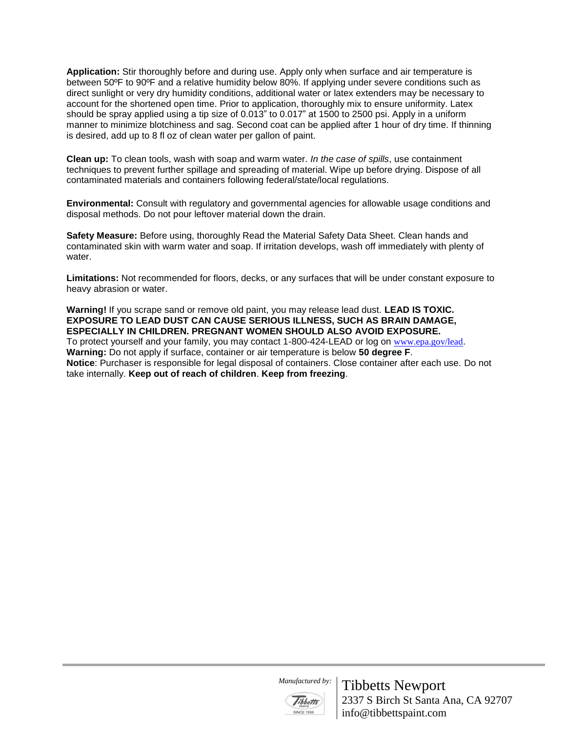**Application:** Stir thoroughly before and during use. Apply only when surface and air temperature is between 50ºF to 90ºF and a relative humidity below 80%. If applying under severe conditions such as direct sunlight or very dry humidity conditions, additional water or latex extenders may be necessary to account for the shortened open time. Prior to application, thoroughly mix to ensure uniformity. Latex should be spray applied using a tip size of 0.013" to 0.017" at 1500 to 2500 psi. Apply in a uniform manner to minimize blotchiness and sag. Second coat can be applied after 1 hour of dry time. If thinning is desired, add up to 8 fl oz of clean water per gallon of paint.

**Clean up:** To clean tools, wash with soap and warm water. *In the case of spills*, use containment techniques to prevent further spillage and spreading of material. Wipe up before drying. Dispose of all contaminated materials and containers following federal/state/local regulations.

**Environmental:** Consult with regulatory and governmental agencies for allowable usage conditions and disposal methods. Do not pour leftover material down the drain.

**Safety Measure:** Before using, thoroughly Read the Material Safety Data Sheet. Clean hands and contaminated skin with warm water and soap. If irritation develops, wash off immediately with plenty of water.

**Limitations:** Not recommended for floors, decks, or any surfaces that will be under constant exposure to heavy abrasion or water.

**Warning!** If you scrape sand or remove old paint, you may release lead dust. **LEAD IS TOXIC. EXPOSURE TO LEAD DUST CAN CAUSE SERIOUS ILLNESS, SUCH AS BRAIN DAMAGE, ESPECIALLY IN CHILDREN. PREGNANT WOMEN SHOULD ALSO AVOID EXPOSURE.**
To protect yourself and your family, you may contact 1-800-424-LEAD or log on www.epa.gov/lead.
**Warning:** Do not apply if surface, container or air temperature is below **50 degree F**.
**Notice**: Purchaser is responsible for legal disposal of containers. Close container after each use. Do not take internally. **Keep out of reach of children**. **Keep from freezing**.

*Manufactured by:*

Tibbetts Newport
2337 S Birch St Santa Ana, CA 92707
info@tibbettspaint.com